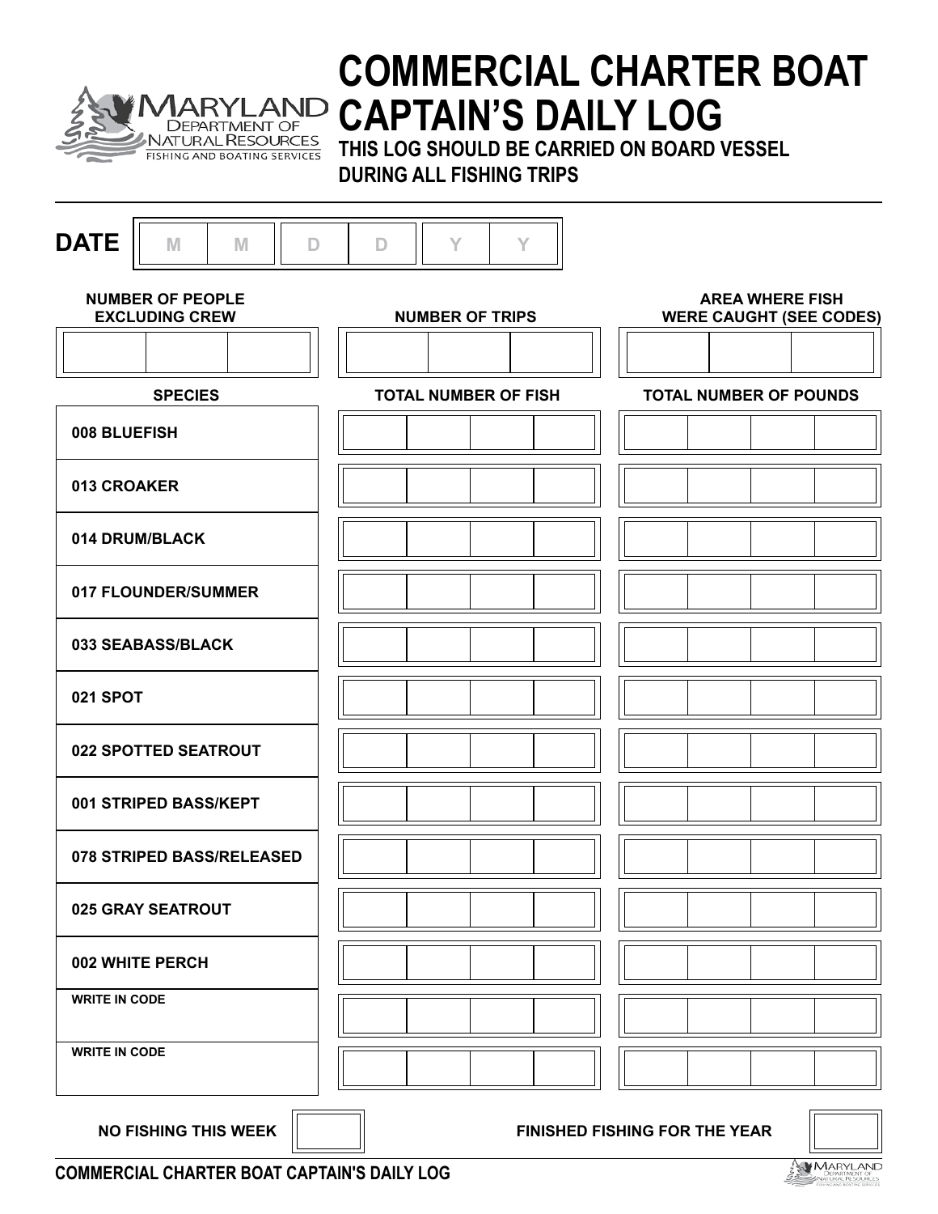# COMMERCIAL CHARTER BOAT CAPTAIN'S DAILY LOG

**THIS LOG SHOULD BE CARRIED ON BOARD VESSEL DURING ALL FISHING TRIPS**

**DATE** | M | M | D | D | Y | Y |

| NUMBER OF PEOPLE EXCLUDING CREW | NUMBER OF TRIPS | AREA WHERE FISH WERE CAUGHT (SEE CODES) |
|---|---|---|
| | | |

| SPECIES | TOTAL NUMBER OF FISH | TOTAL NUMBER OF POUNDS |
|---|---|---|
| 008 BLUEFISH | | |
| 013 CROAKER | | |
| 014 DRUM/BLACK | | |
| 017 FLOUNDER/SUMMER | | |
| 033 SEABASS/BLACK | | |
| 021 SPOT | | |
| 022 SPOTTED SEATROUT | | |
| 001 STRIPED BASS/KEPT | | |
| 078 STRIPED BASS/RELEASED | | |
| 025 GRAY SEATROUT | | |
| 002 WHITE PERCH | | |
| WRITE IN CODE | | |
| WRITE IN CODE | | |

**NO FISHING THIS WEEK** ☐ **FINISHED FISHING FOR THE YEAR** ☐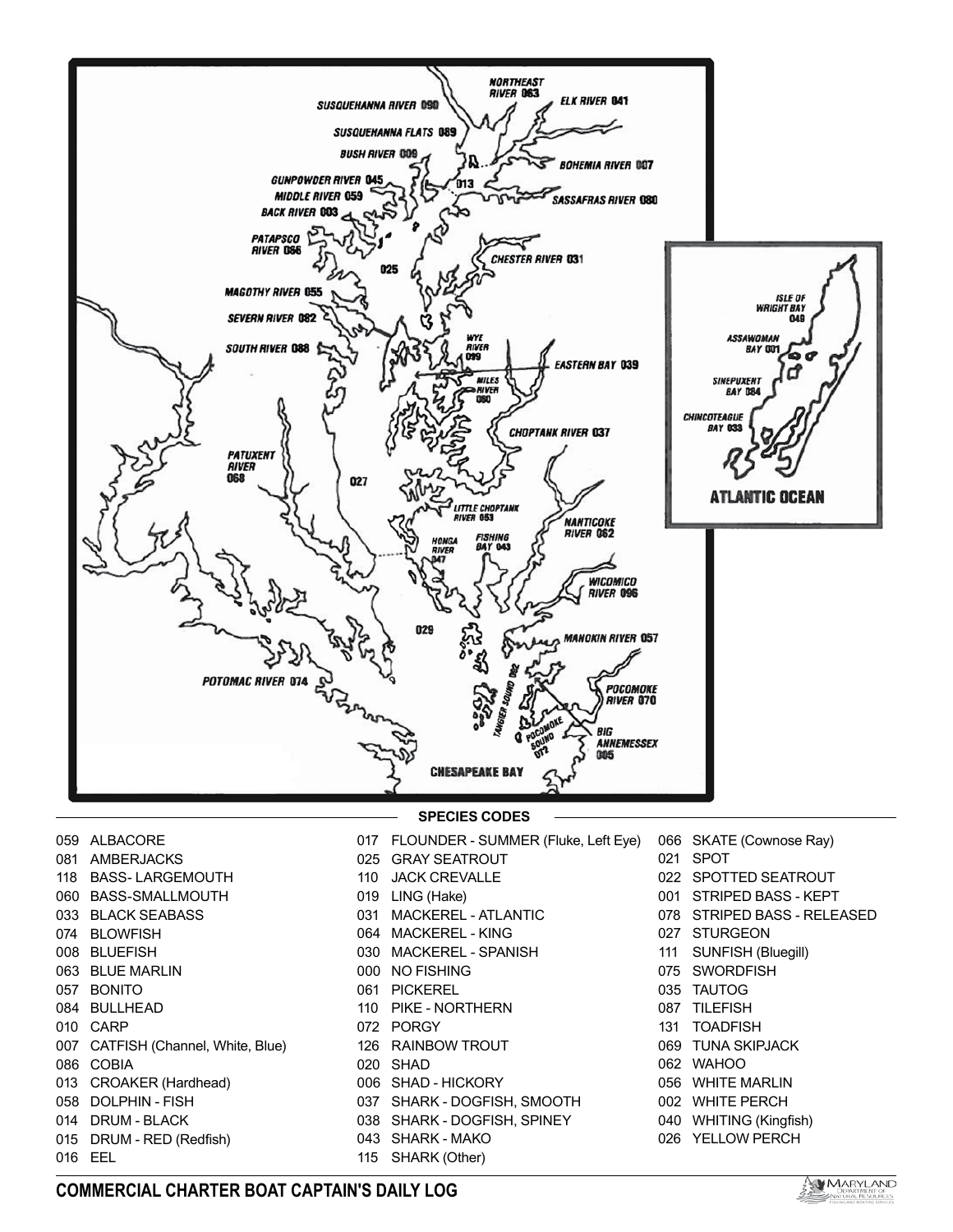NORTHEAST RIVER 063
ELK RIVER 041
SUSQUEHANNA RIVER 090
SUSQUEHANNA FLATS 089
BUSH RIVER 009
BOHEMIA RIVER 007
GUNPOWDER RIVER 045
013
MIDDLE RIVER 059
SASSAFRAS RIVER 080
BACK RIVER 003
PATAPSCO RIVER 066
025
CHESTER RIVER 031
MAGOTHY RIVER 055
SEVERN RIVER 082
WYE RIVER 099
SOUTH RIVER 088
EASTERN BAY 039
MILES RIVER 060
CHOPTANK RIVER 037
PATUXENT RIVER 068
027
LITTLE CHOPTANK RIVER 053
NANTICOKE RIVER 062
HONGA RIVER 047
FISHING BAY 043
WICOMICO RIVER 096
029
MANOKIN RIVER 057
POTOMAC RIVER 074
TANGIER SOUND 092
POCOMOKE RIVER 070
POCOMOKE SOUND 072
BIG ANNEMESSEX 005
CHESAPEAKE BAY

ISLE OF WRIGHT BAY 049
ASSAWOMAN BAY 001
SINEPUXENT BAY 084
CHINCOTEAGUE BAY 033
ATLANTIC OCEAN

## SPECIES CODES

| Code | Species |
|---|---|
| 059 | ALBACORE |
| 081 | AMBERJACKS |
| 118 | BASS- LARGEMOUTH |
| 060 | BASS-SMALLMOUTH |
| 033 | BLACK SEABASS |
| 074 | BLOWFISH |
| 008 | BLUEFISH |
| 063 | BLUE MARLIN |
| 057 | BONITO |
| 084 | BULLHEAD |
| 010 | CARP |
| 007 | CATFISH (Channel, White, Blue) |
| 086 | COBIA |
| 013 | CROAKER (Hardhead) |
| 058 | DOLPHIN - FISH |
| 014 | DRUM - BLACK |
| 015 | DRUM - RED (Redfish) |
| 016 | EEL |
| 017 | FLOUNDER - SUMMER (Fluke, Left Eye) |
| 025 | GRAY SEATROUT |
| 110 | JACK CREVALLE |
| 019 | LING (Hake) |
| 031 | MACKEREL - ATLANTIC |
| 064 | MACKEREL - KING |
| 030 | MACKEREL - SPANISH |
| 000 | NO FISHING |
| 061 | PICKEREL |
| 110 | PIKE - NORTHERN |
| 072 | PORGY |
| 126 | RAINBOW TROUT |
| 020 | SHAD |
| 006 | SHAD - HICKORY |
| 037 | SHARK - DOGFISH, SMOOTH |
| 038 | SHARK - DOGFISH, SPINEY |
| 043 | SHARK - MAKO |
| 115 | SHARK (Other) |
| 066 | SKATE (Cownose Ray) |
| 021 | SPOT |
| 022 | SPOTTED SEATROUT |
| 001 | STRIPED BASS - KEPT |
| 078 | STRIPED BASS - RELEASED |
| 027 | STURGEON |
| 111 | SUNFISH (Bluegill) |
| 075 | SWORDFISH |
| 035 | TAUTOG |
| 087 | TILEFISH |
| 131 | TOADFISH |
| 069 | TUNA SKIPJACK |
| 062 | WAHOO |
| 056 | WHITE MARLIN |
| 002 | WHITE PERCH |
| 040 | WHITING (Kingfish) |
| 026 | YELLOW PERCH |

**COMMERCIAL CHARTER BOAT CAPTAIN'S DAILY LOG**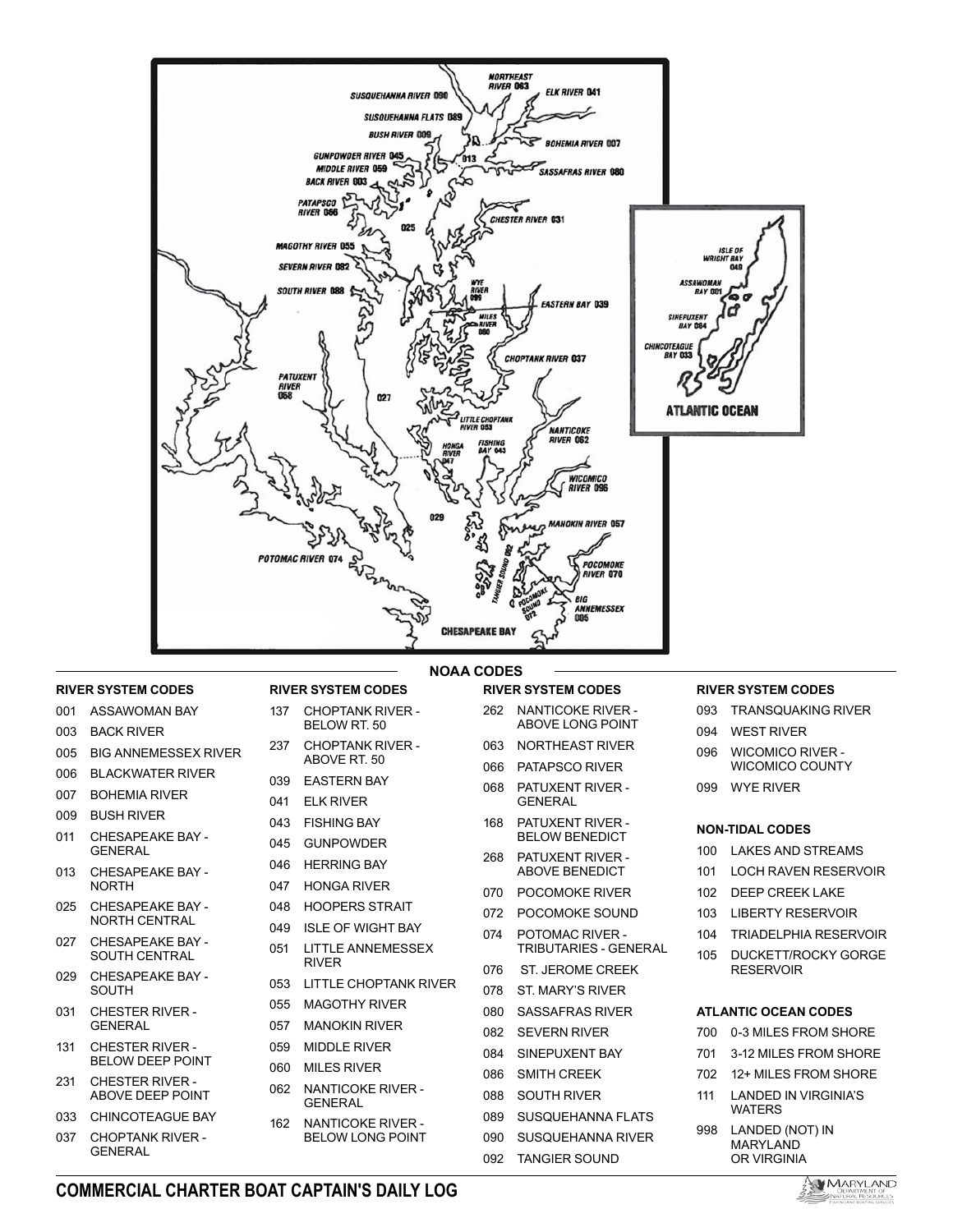SUSQUEHANNA RIVER 090
NORTHEAST RIVER 063
ELK RIVER 041
SUSQUEHANNA FLATS 089
BUSH RIVER 009
BOHEMIA RIVER 007
GUNPOWDER RIVER 045
013
MIDDLE RIVER 059
SASSAFRAS RIVER 080
BACK RIVER 003
PATAPSCO RIVER 066
025
CHESTER RIVER 031
MAGOTHY RIVER 055
SEVERN RIVER 082
SOUTH RIVER 088
WYE RIVER 099
EASTERN BAY 039
MILES RIVER 060
CHOPTANK RIVER 037
PATUXENT RIVER 068
027
LITTLE CHOPTANK RIVER 053
NANTICOKE RIVER 062
HONGA RIVER 047
FISHING BAY 043
WICOMICO RIVER 096
029
MANOKIN RIVER 057
POTOMAC RIVER 074
TANGIER SOUND 092
POCOMOKE RIVER 070
POCOMOKE SOUND 072
BIG ANNEMESSEX 005
CHESAPEAKE BAY

ISLE OF WRIGHT BAY 049
ASSAWOMAN BAY 001
SINEPUXENT BAY 084
CHINCOTEAGUE BAY 033
ATLANTIC OCEAN

## NOAA CODES

### RIVER SYSTEM CODES

- 001 ASSAWOMAN BAY
- 003 BACK RIVER
- 005 BIG ANNEMESSEX RIVER
- 006 BLACKWATER RIVER
- 007 BOHEMIA RIVER
- 009 BUSH RIVER
- 011 CHESAPEAKE BAY - GENERAL
- 013 CHESAPEAKE BAY - NORTH
- 025 CHESAPEAKE BAY - NORTH CENTRAL
- 027 CHESAPEAKE BAY - SOUTH CENTRAL
- 029 CHESAPEAKE BAY - SOUTH
- 031 CHESTER RIVER - GENERAL
- 131 CHESTER RIVER - BELOW DEEP POINT
- 231 CHESTER RIVER - ABOVE DEEP POINT
- 033 CHINCOTEAGUE BAY
- 037 CHOPTANK RIVER - GENERAL

### RIVER SYSTEM CODES

- 137 CHOPTANK RIVER - BELOW RT. 50
- 237 CHOPTANK RIVER - ABOVE RT. 50
- 039 EASTERN BAY
- 041 ELK RIVER
- 043 FISHING BAY
- 045 GUNPOWDER
- 046 HERRING BAY
- 047 HONGA RIVER
- 048 HOOPERS STRAIT
- 049 ISLE OF WIGHT BAY
- 051 LITTLE ANNEMESSEX RIVER
- 053 LITTLE CHOPTANK RIVER
- 055 MAGOTHY RIVER
- 057 MANOKIN RIVER
- 059 MIDDLE RIVER
- 060 MILES RIVER
- 062 NANTICOKE RIVER - GENERAL
- 162 NANTICOKE RIVER - BELOW LONG POINT

### RIVER SYSTEM CODES

- 262 NANTICOKE RIVER - ABOVE LONG POINT
- 063 NORTHEAST RIVER
- 066 PATAPSCO RIVER
- 068 PATUXENT RIVER - GENERAL
- 168 PATUXENT RIVER - BELOW BENEDICT
- 268 PATUXENT RIVER - ABOVE BENEDICT
- 070 POCOMOKE RIVER
- 072 POCOMOKE SOUND
- 074 POTOMAC RIVER - TRIBUTARIES - GENERAL
- 076 ST. JEROME CREEK
- 078 ST. MARY'S RIVER
- 080 SASSAFRAS RIVER
- 082 SEVERN RIVER
- 084 SINEPUXENT BAY
- 086 SMITH CREEK
- 088 SOUTH RIVER
- 089 SUSQUEHANNA FLATS
- 090 SUSQUEHANNA RIVER
- 092 TANGIER SOUND

### RIVER SYSTEM CODES

- 093 TRANSQUAKING RIVER
- 094 WEST RIVER
- 096 WICOMICO RIVER - WICOMICO COUNTY
- 099 WYE RIVER

### NON-TIDAL CODES

- 100 LAKES AND STREAMS
- 101 LOCH RAVEN RESERVOIR
- 102 DEEP CREEK LAKE
- 103 LIBERTY RESERVOIR
- 104 TRIADELPHIA RESERVOIR
- 105 DUCKETT/ROCKY GORGE RESERVOIR

### ATLANTIC OCEAN CODES

- 700 0-3 MILES FROM SHORE
- 701 3-12 MILES FROM SHORE
- 702 12+ MILES FROM SHORE
- 111 LANDED IN VIRGINIA'S WATERS
- 998 LANDED (NOT) IN MARYLAND OR VIRGINIA

**COMMERCIAL CHARTER BOAT CAPTAIN'S DAILY LOG**

Maryland Department of Natural Resources